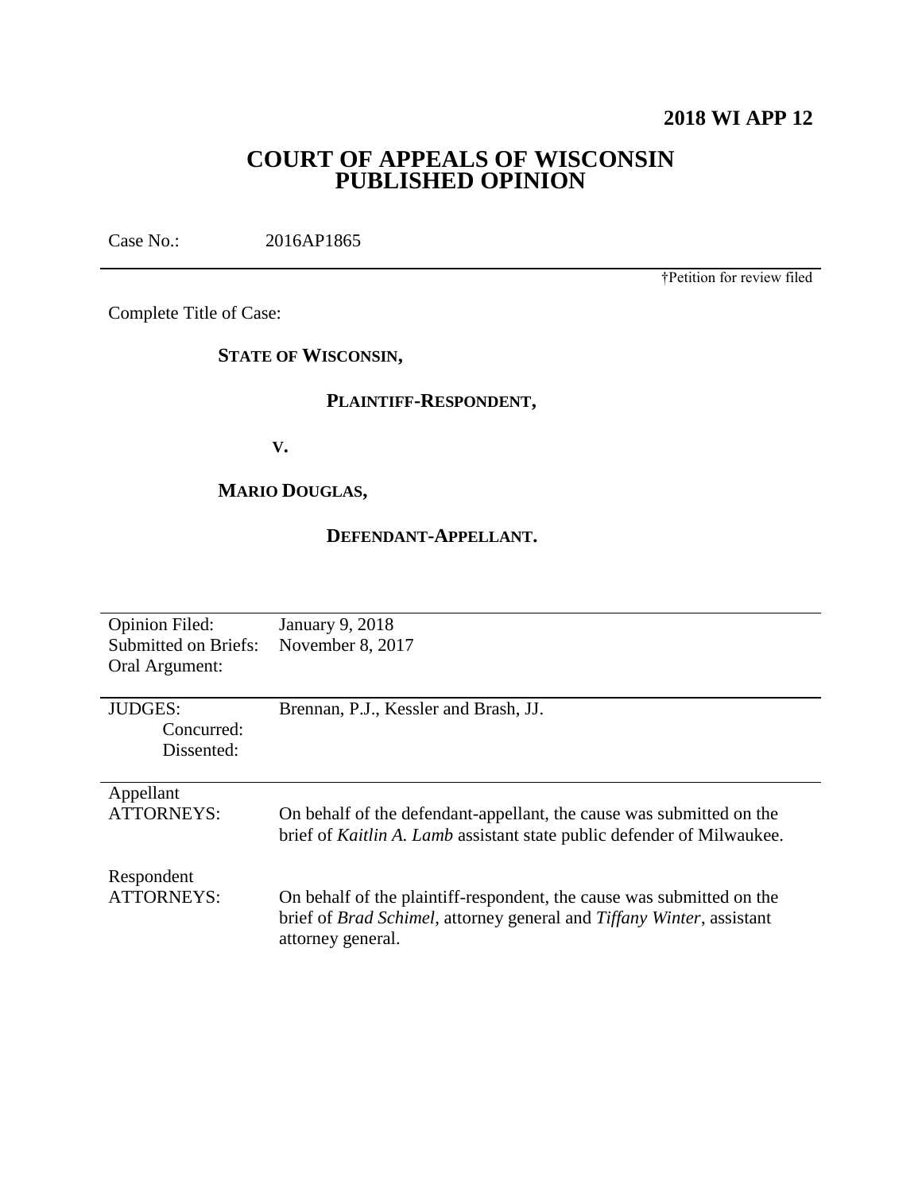**2018 WI APP 12**

# COURT OF APPEALS OF WISCONSIN
# PUBLISHED OPINION

Case No.: 2016AP1865

†Petition for review filed

Complete Title of Case:

**STATE OF WISCONSIN,**

**PLAINTIFF-RESPONDENT,**

**V.**

**MARIO DOUGLAS,**

**DEFENDANT-APPELLANT.**

| | |
|---|---|
| Opinion Filed: | January 9, 2018 |
| Submitted on Briefs: | November 8, 2017 |
| Oral Argument: | |
| JUDGES: | Brennan, P.J., Kessler and Brash, JJ. |
| Concurred: | |
| Dissented: | |
| Appellant ATTORNEYS: | On behalf of the defendant-appellant, the cause was submitted on the brief of *Kaitlin A. Lamb* assistant state public defender of Milwaukee. |
| Respondent ATTORNEYS: | On behalf of the plaintiff-respondent, the cause was submitted on the brief of *Brad Schimel*, attorney general and *Tiffany Winter*, assistant attorney general. |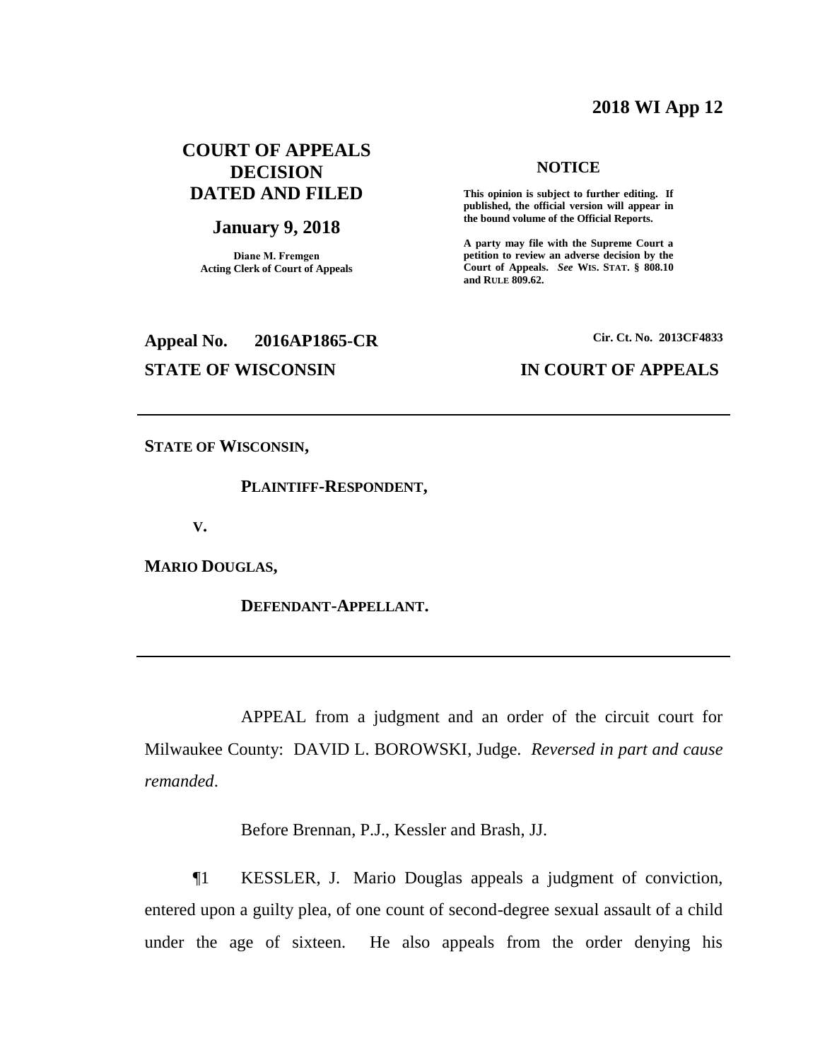**2018 WI App 12**

# COURT OF APPEALS DECISION DATED AND FILED

**January 9, 2018**

**Diane M. Fremgen**
**Acting Clerk of Court of Appeals**

**NOTICE**

**This opinion is subject to further editing. If published, the official version will appear in the bound volume of the Official Reports.**

**A party may file with the Supreme Court a petition to review an adverse decision by the Court of Appeals. *See* WIS. STAT. § 808.10 and RULE 809.62.**

**Appeal No. 2016AP1865-CR**

**Cir. Ct. No. 2013CF4833**

**STATE OF WISCONSIN IN COURT OF APPEALS**

---

**STATE OF WISCONSIN,**

**PLAINTIFF-RESPONDENT,**

**V.**

**MARIO DOUGLAS,**

**DEFENDANT-APPELLANT.**

---

APPEAL from a judgment and an order of the circuit court for Milwaukee County: DAVID L. BOROWSKI, Judge. *Reversed in part and cause remanded*.

Before Brennan, P.J., Kessler and Brash, JJ.

¶1 KESSLER, J. Mario Douglas appeals a judgment of conviction, entered upon a guilty plea, of one count of second-degree sexual assault of a child under the age of sixteen. He also appeals from the order denying his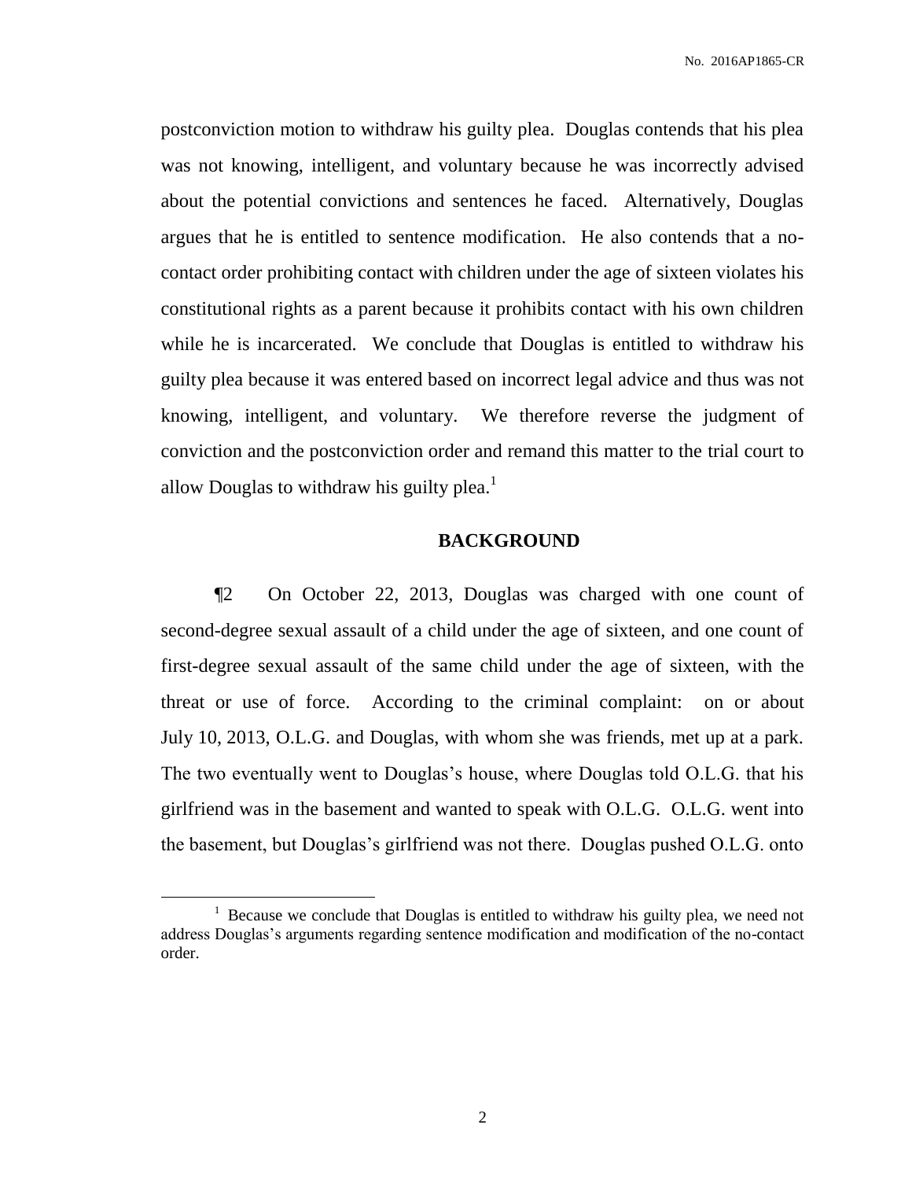postconviction motion to withdraw his guilty plea. Douglas contends that his plea was not knowing, intelligent, and voluntary because he was incorrectly advised about the potential convictions and sentences he faced. Alternatively, Douglas argues that he is entitled to sentence modification. He also contends that a no-contact order prohibiting contact with children under the age of sixteen violates his constitutional rights as a parent because it prohibits contact with his own children while he is incarcerated. We conclude that Douglas is entitled to withdraw his guilty plea because it was entered based on incorrect legal advice and thus was not knowing, intelligent, and voluntary. We therefore reverse the judgment of conviction and the postconviction order and remand this matter to the trial court to allow Douglas to withdraw his guilty plea.[1]

## BACKGROUND

¶2 On October 22, 2013, Douglas was charged with one count of second-degree sexual assault of a child under the age of sixteen, and one count of first-degree sexual assault of the same child under the age of sixteen, with the threat or use of force. According to the criminal complaint: on or about July 10, 2013, O.L.G. and Douglas, with whom she was friends, met up at a park. The two eventually went to Douglas's house, where Douglas told O.L.G. that his girlfriend was in the basement and wanted to speak with O.L.G. O.L.G. went into the basement, but Douglas's girlfriend was not there. Douglas pushed O.L.G. onto

---

[1] Because we conclude that Douglas is entitled to withdraw his guilty plea, we need not address Douglas's arguments regarding sentence modification and modification of the no-contact order.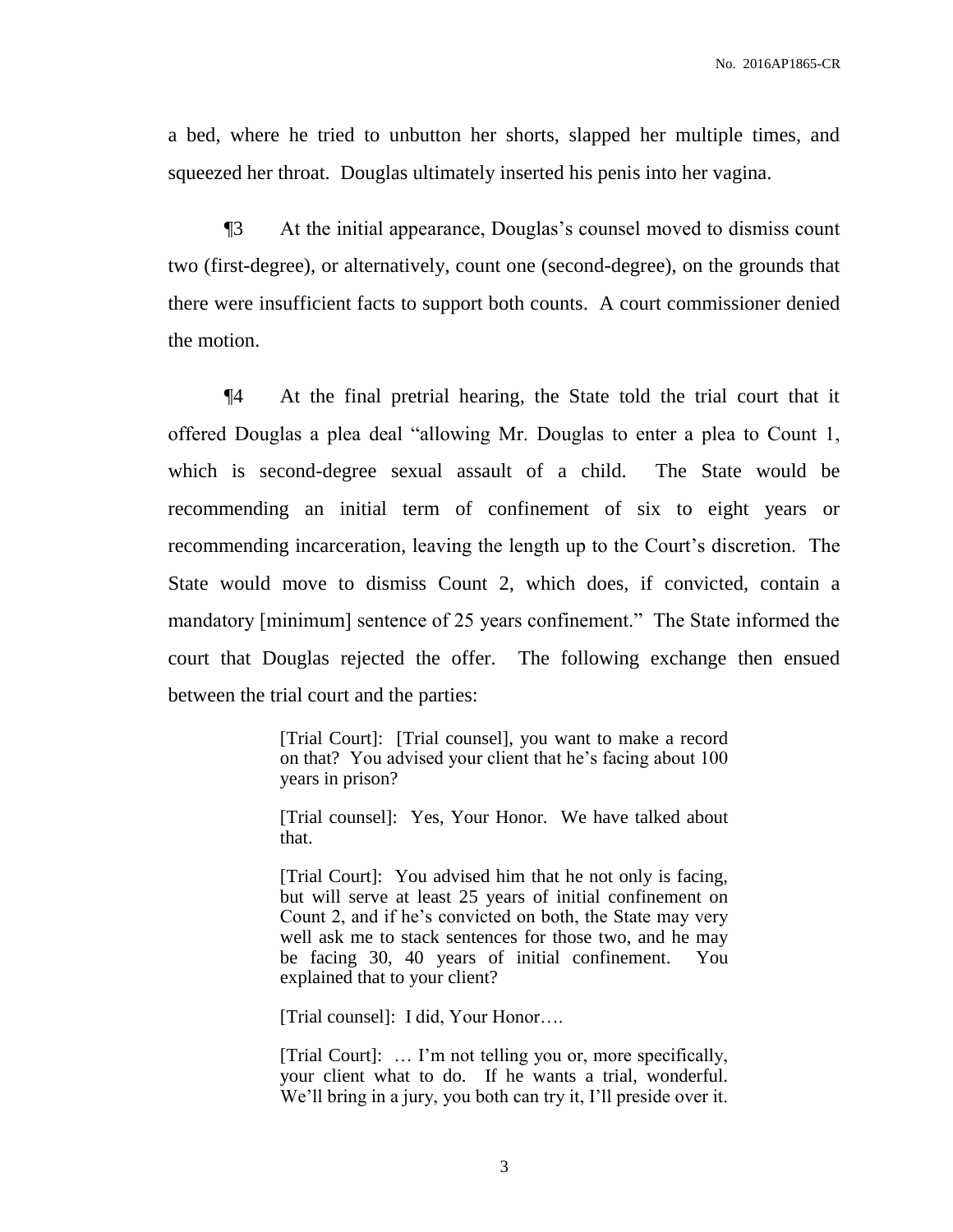a bed, where he tried to unbutton her shorts, slapped her multiple times, and squeezed her throat. Douglas ultimately inserted his penis into her vagina.

¶3 At the initial appearance, Douglas's counsel moved to dismiss count two (first-degree), or alternatively, count one (second-degree), on the grounds that there were insufficient facts to support both counts. A court commissioner denied the motion.

¶4 At the final pretrial hearing, the State told the trial court that it offered Douglas a plea deal "allowing Mr. Douglas to enter a plea to Count 1, which is second-degree sexual assault of a child. The State would be recommending an initial term of confinement of six to eight years or recommending incarceration, leaving the length up to the Court's discretion. The State would move to dismiss Count 2, which does, if convicted, contain a mandatory [minimum] sentence of 25 years confinement." The State informed the court that Douglas rejected the offer. The following exchange then ensued between the trial court and the parties:

> [Trial Court]: [Trial counsel], you want to make a record on that? You advised your client that he's facing about 100 years in prison?
>
> [Trial counsel]: Yes, Your Honor. We have talked about that.
>
> [Trial Court]: You advised him that he not only is facing, but will serve at least 25 years of initial confinement on Count 2, and if he's convicted on both, the State may very well ask me to stack sentences for those two, and he may be facing 30, 40 years of initial confinement. You explained that to your client?
>
> [Trial counsel]: I did, Your Honor….
>
> [Trial Court]: … I'm not telling you or, more specifically, your client what to do. If he wants a trial, wonderful. We'll bring in a jury, you both can try it, I'll preside over it.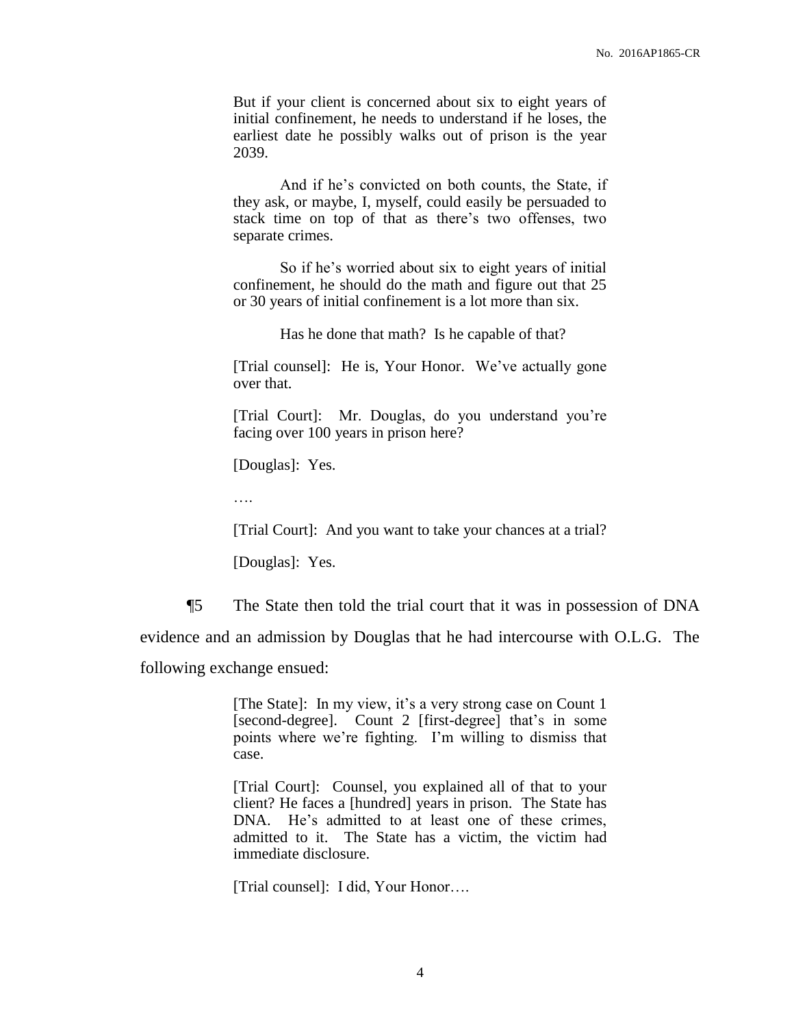> But if your client is concerned about six to eight years of initial confinement, he needs to understand if he loses, the earliest date he possibly walks out of prison is the year 2039.
>
> And if he's convicted on both counts, the State, if they ask, or maybe, I, myself, could easily be persuaded to stack time on top of that as there's two offenses, two separate crimes.
>
> So if he's worried about six to eight years of initial confinement, he should do the math and figure out that 25 or 30 years of initial confinement is a lot more than six.
>
> Has he done that math? Is he capable of that?
>
> [Trial counsel]: He is, Your Honor. We've actually gone over that.
>
> [Trial Court]: Mr. Douglas, do you understand you're facing over 100 years in prison here?
>
> [Douglas]: Yes.
>
> ….
>
> [Trial Court]: And you want to take your chances at a trial?
>
> [Douglas]: Yes.

¶5 The State then told the trial court that it was in possession of DNA evidence and an admission by Douglas that he had intercourse with O.L.G. The following exchange ensued:

> [The State]: In my view, it's a very strong case on Count 1 [second-degree]. Count 2 [first-degree] that's in some points where we're fighting. I'm willing to dismiss that case.
>
> [Trial Court]: Counsel, you explained all of that to your client? He faces a [hundred] years in prison. The State has DNA. He's admitted to at least one of these crimes, admitted to it. The State has a victim, the victim had immediate disclosure.
>
> [Trial counsel]: I did, Your Honor….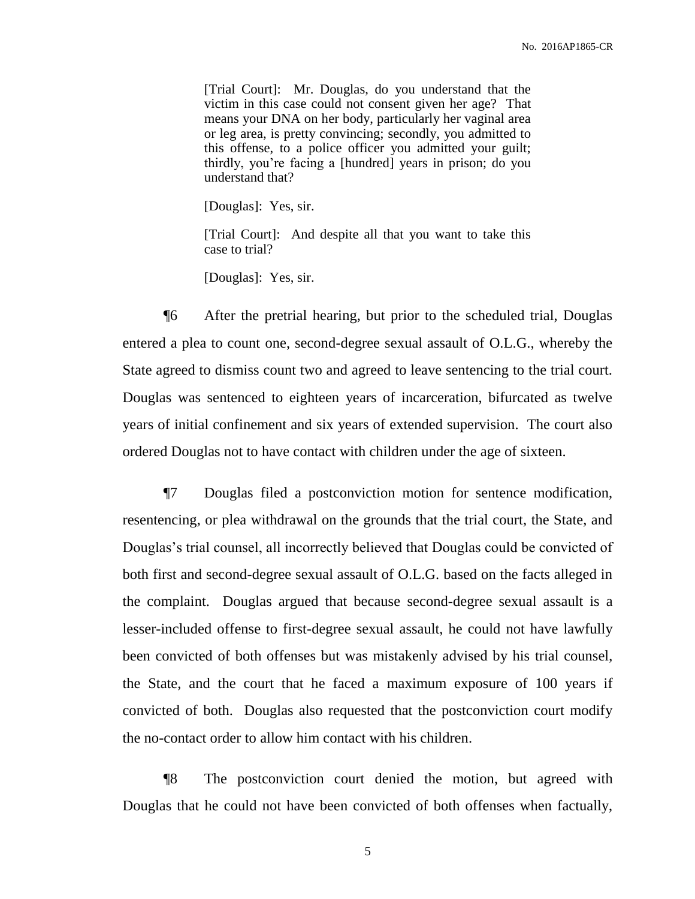> [Trial Court]: Mr. Douglas, do you understand that the victim in this case could not consent given her age? That means your DNA on her body, particularly her vaginal area or leg area, is pretty convincing; secondly, you admitted to this offense, to a police officer you admitted your guilt; thirdly, you're facing a [hundred] years in prison; do you understand that?
>
> [Douglas]: Yes, sir.
>
> [Trial Court]: And despite all that you want to take this case to trial?
>
> [Douglas]: Yes, sir.

¶6 After the pretrial hearing, but prior to the scheduled trial, Douglas entered a plea to count one, second-degree sexual assault of O.L.G., whereby the State agreed to dismiss count two and agreed to leave sentencing to the trial court. Douglas was sentenced to eighteen years of incarceration, bifurcated as twelve years of initial confinement and six years of extended supervision. The court also ordered Douglas not to have contact with children under the age of sixteen.

¶7 Douglas filed a postconviction motion for sentence modification, resentencing, or plea withdrawal on the grounds that the trial court, the State, and Douglas's trial counsel, all incorrectly believed that Douglas could be convicted of both first and second-degree sexual assault of O.L.G. based on the facts alleged in the complaint. Douglas argued that because second-degree sexual assault is a lesser-included offense to first-degree sexual assault, he could not have lawfully been convicted of both offenses but was mistakenly advised by his trial counsel, the State, and the court that he faced a maximum exposure of 100 years if convicted of both. Douglas also requested that the postconviction court modify the no-contact order to allow him contact with his children.

¶8 The postconviction court denied the motion, but agreed with Douglas that he could not have been convicted of both offenses when factually,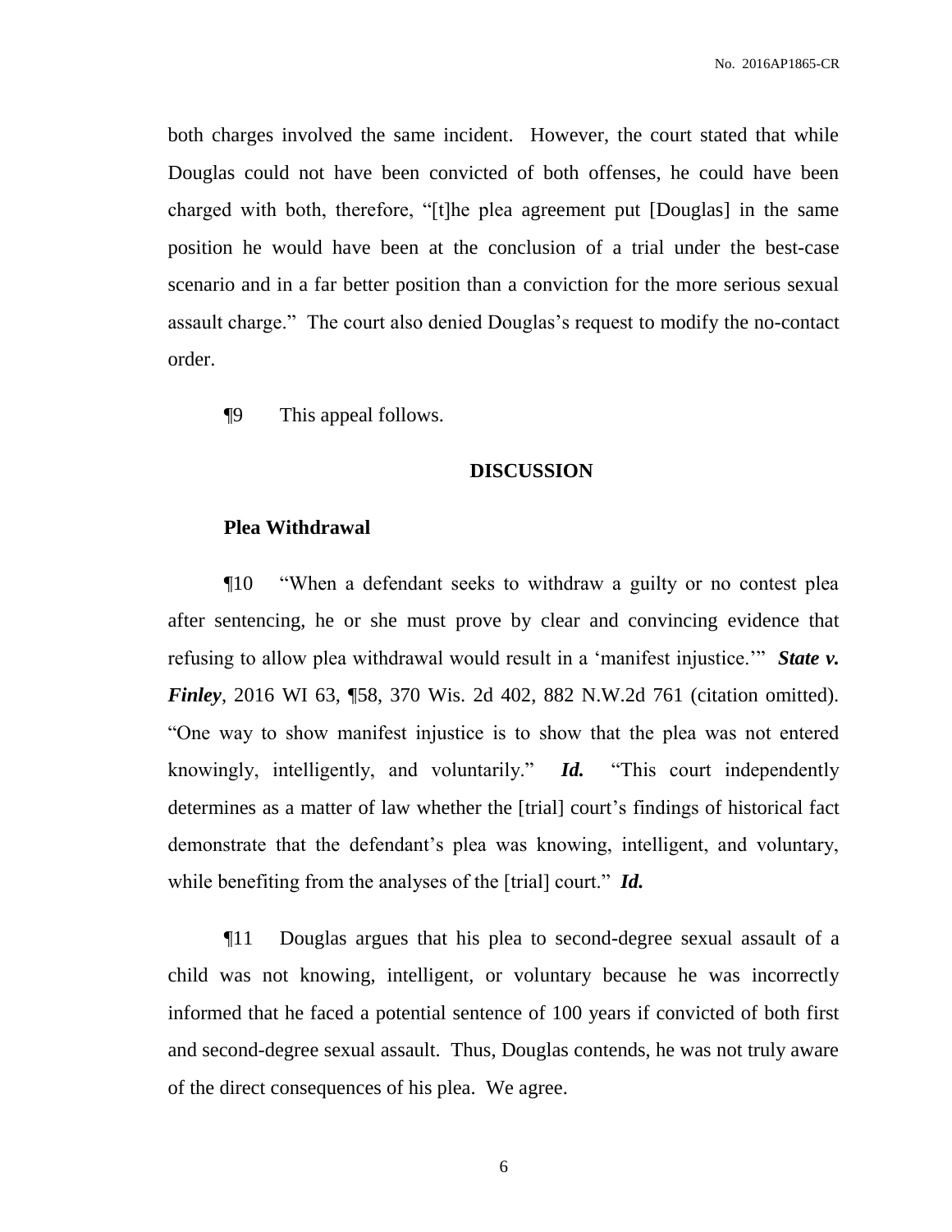both charges involved the same incident. However, the court stated that while Douglas could not have been convicted of both offenses, he could have been charged with both, therefore, "[t]he plea agreement put [Douglas] in the same position he would have been at the conclusion of a trial under the best-case scenario and in a far better position than a conviction for the more serious sexual assault charge." The court also denied Douglas's request to modify the no-contact order.

¶9 This appeal follows.

## DISCUSSION

### Plea Withdrawal

¶10 "When a defendant seeks to withdraw a guilty or no contest plea after sentencing, he or she must prove by clear and convincing evidence that refusing to allow plea withdrawal would result in a 'manifest injustice.'" ***State v. Finley***, 2016 WI 63, ¶58, 370 Wis. 2d 402, 882 N.W.2d 761 (citation omitted). "One way to show manifest injustice is to show that the plea was not entered knowingly, intelligently, and voluntarily." ***Id.*** "This court independently determines as a matter of law whether the [trial] court's findings of historical fact demonstrate that the defendant's plea was knowing, intelligent, and voluntary, while benefiting from the analyses of the [trial] court." ***Id.***

¶11 Douglas argues that his plea to second-degree sexual assault of a child was not knowing, intelligent, or voluntary because he was incorrectly informed that he faced a potential sentence of 100 years if convicted of both first and second-degree sexual assault. Thus, Douglas contends, he was not truly aware of the direct consequences of his plea. We agree.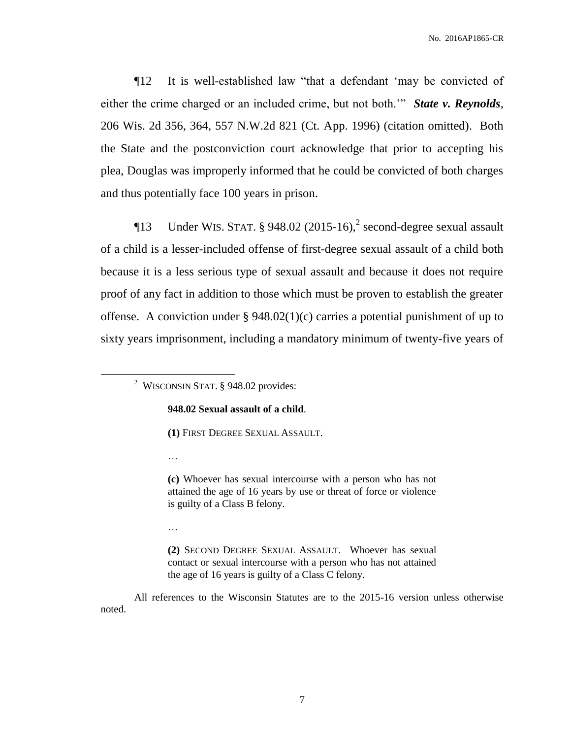¶12 It is well-established law "that a defendant 'may be convicted of either the crime charged or an included crime, but not both.'" ***State v. Reynolds***, 206 Wis. 2d 356, 364, 557 N.W.2d 821 (Ct. App. 1996) (citation omitted). Both the State and the postconviction court acknowledge that prior to accepting his plea, Douglas was improperly informed that he could be convicted of both charges and thus potentially face 100 years in prison.

¶13 Under WIS. STAT. § 948.02 (2015-16),[2] second-degree sexual assault of a child is a lesser-included offense of first-degree sexual assault of a child both because it is a less serious type of sexual assault and because it does not require proof of any fact in addition to those which must be proven to establish the greater offense. A conviction under § 948.02(1)(c) carries a potential punishment of up to sixty years imprisonment, including a mandatory minimum of twenty-five years of

---

[2] WISCONSIN STAT. § 948.02 provides:

> **948.02 Sexual assault of a child**.
>
> **(1)** FIRST DEGREE SEXUAL ASSAULT.
>
> …
>
> **(c)** Whoever has sexual intercourse with a person who has not attained the age of 16 years by use or threat of force or violence is guilty of a Class B felony.
>
> …
>
> **(2)** SECOND DEGREE SEXUAL ASSAULT. Whoever has sexual contact or sexual intercourse with a person who has not attained the age of 16 years is guilty of a Class C felony.

All references to the Wisconsin Statutes are to the 2015-16 version unless otherwise noted.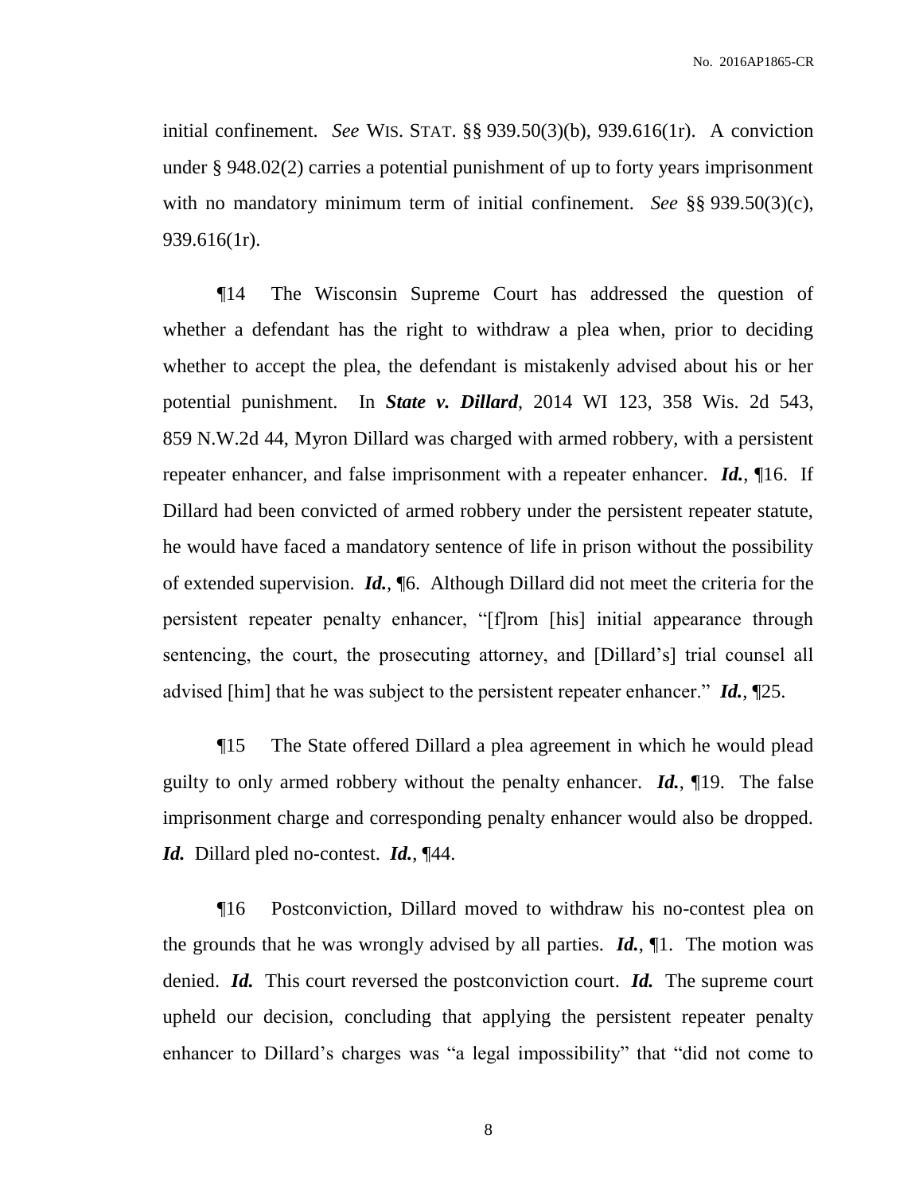initial confinement. *See* WIS. STAT. §§ 939.50(3)(b), 939.616(1r). A conviction under § 948.02(2) carries a potential punishment of up to forty years imprisonment with no mandatory minimum term of initial confinement. *See* §§ 939.50(3)(c), 939.616(1r).

¶14 The Wisconsin Supreme Court has addressed the question of whether a defendant has the right to withdraw a plea when, prior to deciding whether to accept the plea, the defendant is mistakenly advised about his or her potential punishment. In ***State v. Dillard***, 2014 WI 123, 358 Wis. 2d 543, 859 N.W.2d 44, Myron Dillard was charged with armed robbery, with a persistent repeater enhancer, and false imprisonment with a repeater enhancer. ***Id.***, ¶16. If Dillard had been convicted of armed robbery under the persistent repeater statute, he would have faced a mandatory sentence of life in prison without the possibility of extended supervision. ***Id.***, ¶6. Although Dillard did not meet the criteria for the persistent repeater penalty enhancer, "[f]rom [his] initial appearance through sentencing, the court, the prosecuting attorney, and [Dillard's] trial counsel all advised [him] that he was subject to the persistent repeater enhancer." ***Id.***, ¶25.

¶15 The State offered Dillard a plea agreement in which he would plead guilty to only armed robbery without the penalty enhancer. ***Id.***, ¶19. The false imprisonment charge and corresponding penalty enhancer would also be dropped. ***Id.*** Dillard pled no-contest. ***Id.***, ¶44.

¶16 Postconviction, Dillard moved to withdraw his no-contest plea on the grounds that he was wrongly advised by all parties. ***Id.***, ¶1. The motion was denied. ***Id.*** This court reversed the postconviction court. ***Id.*** The supreme court upheld our decision, concluding that applying the persistent repeater penalty enhancer to Dillard's charges was "a legal impossibility" that "did not come to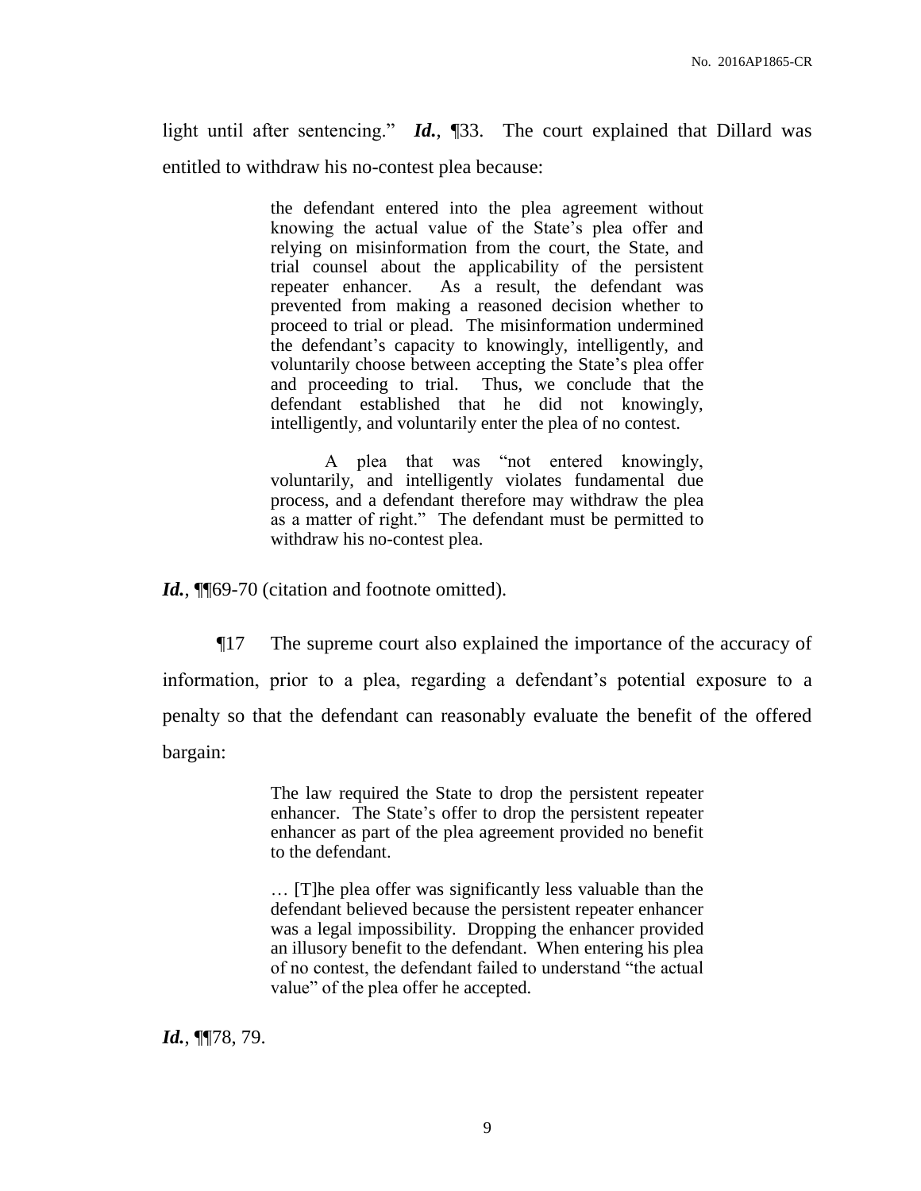light until after sentencing." ***Id.***, ¶33. The court explained that Dillard was entitled to withdraw his no-contest plea because:

> the defendant entered into the plea agreement without knowing the actual value of the State's plea offer and relying on misinformation from the court, the State, and trial counsel about the applicability of the persistent repeater enhancer. As a result, the defendant was prevented from making a reasoned decision whether to proceed to trial or plead. The misinformation undermined the defendant's capacity to knowingly, intelligently, and voluntarily choose between accepting the State's plea offer and proceeding to trial. Thus, we conclude that the defendant established that he did not knowingly, intelligently, and voluntarily enter the plea of no contest.
>
> A plea that was "not entered knowingly, voluntarily, and intelligently violates fundamental due process, and a defendant therefore may withdraw the plea as a matter of right." The defendant must be permitted to withdraw his no-contest plea.

***Id.***, ¶¶69-70 (citation and footnote omitted).

¶17 The supreme court also explained the importance of the accuracy of information, prior to a plea, regarding a defendant's potential exposure to a penalty so that the defendant can reasonably evaluate the benefit of the offered bargain:

> The law required the State to drop the persistent repeater enhancer. The State's offer to drop the persistent repeater enhancer as part of the plea agreement provided no benefit to the defendant.
>
> … [T]he plea offer was significantly less valuable than the defendant believed because the persistent repeater enhancer was a legal impossibility. Dropping the enhancer provided an illusory benefit to the defendant. When entering his plea of no contest, the defendant failed to understand "the actual value" of the plea offer he accepted.

***Id.***, ¶¶78, 79.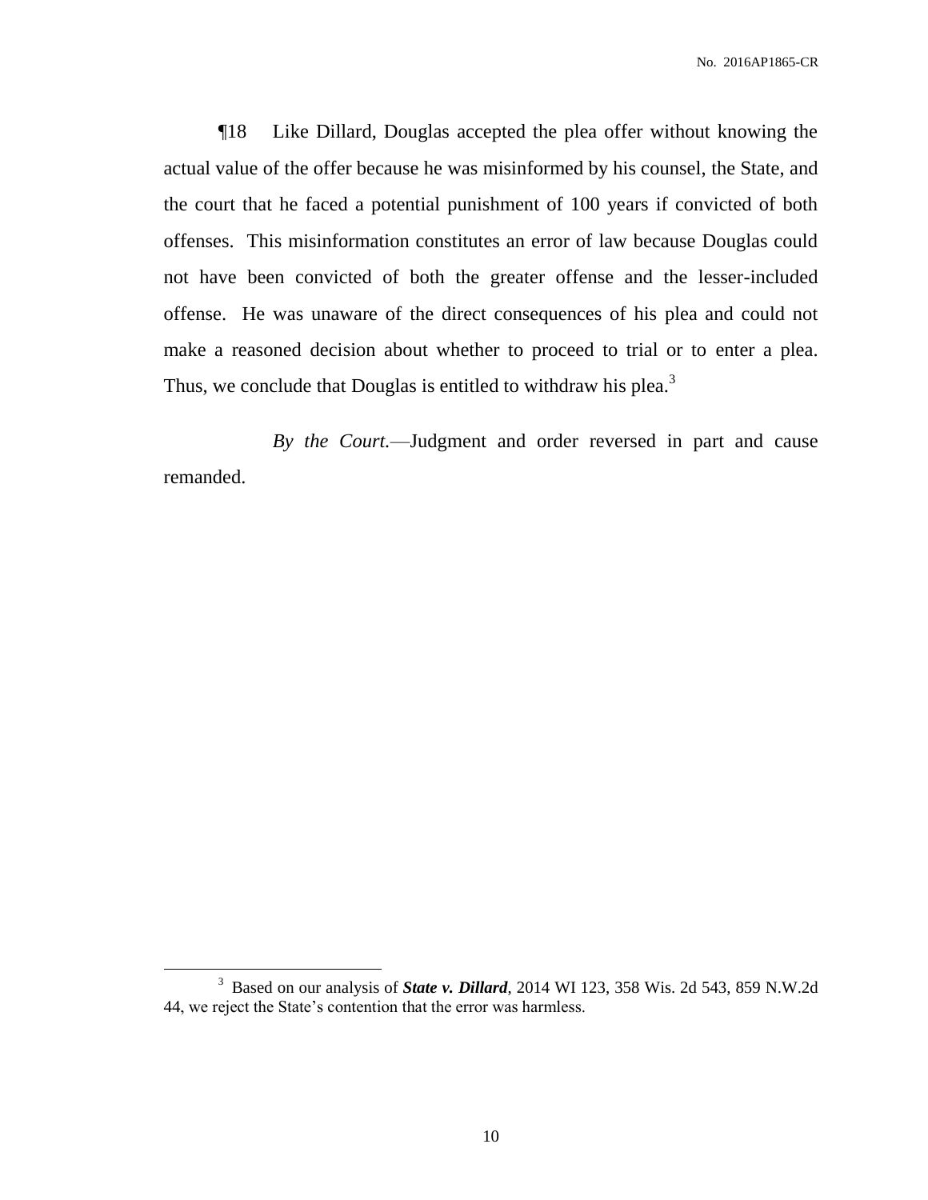¶18 Like Dillard, Douglas accepted the plea offer without knowing the actual value of the offer because he was misinformed by his counsel, the State, and the court that he faced a potential punishment of 100 years if convicted of both offenses. This misinformation constitutes an error of law because Douglas could not have been convicted of both the greater offense and the lesser-included offense. He was unaware of the direct consequences of his plea and could not make a reasoned decision about whether to proceed to trial or to enter a plea. Thus, we conclude that Douglas is entitled to withdraw his plea.[3]

*By the Court.*—Judgment and order reversed in part and cause remanded.

---

[3] Based on our analysis of ***State v. Dillard***, 2014 WI 123, 358 Wis. 2d 543, 859 N.W.2d 44, we reject the State's contention that the error was harmless.